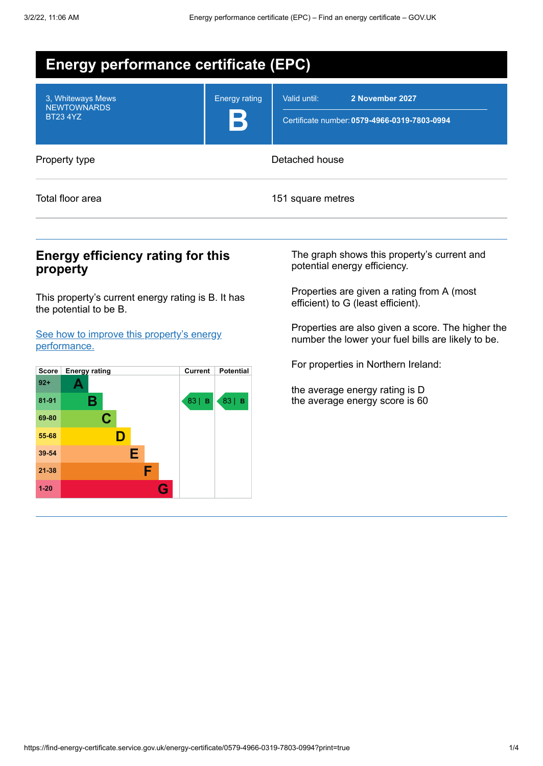# Energy performance certificate (EPC)

| 3, Whiteways Mews NEWTOWNARDS BT23 4YZ | Energy rating **B** | Valid until: **2 November 2027** Certificate number: **0579-4966-0319-7803-0994** |
|---|---|---|

| Property type | Detached house |
|---|---|
| Total floor area | 151 square metres |

## Energy efficiency rating for this property

This property's current energy rating is B. It has the potential to be B.

[See how to improve this property's energy performance.]

| Score | Energy rating | Current | Potential |
|---|---|---|---|
| 92+ | A | | |
| 81-91 | B | 83 \| B | 83 \| B |
| 69-80 | C | | |
| 55-68 | D | | |
| 39-54 | E | | |
| 21-38 | F | | |
| 1-20 | G | | |

The graph shows this property's current and potential energy efficiency.

Properties are given a rating from A (most efficient) to G (least efficient).

Properties are also given a score. The higher the number the lower your fuel bills are likely to be.

For properties in Northern Ireland:

the average energy rating is D
the average energy score is 60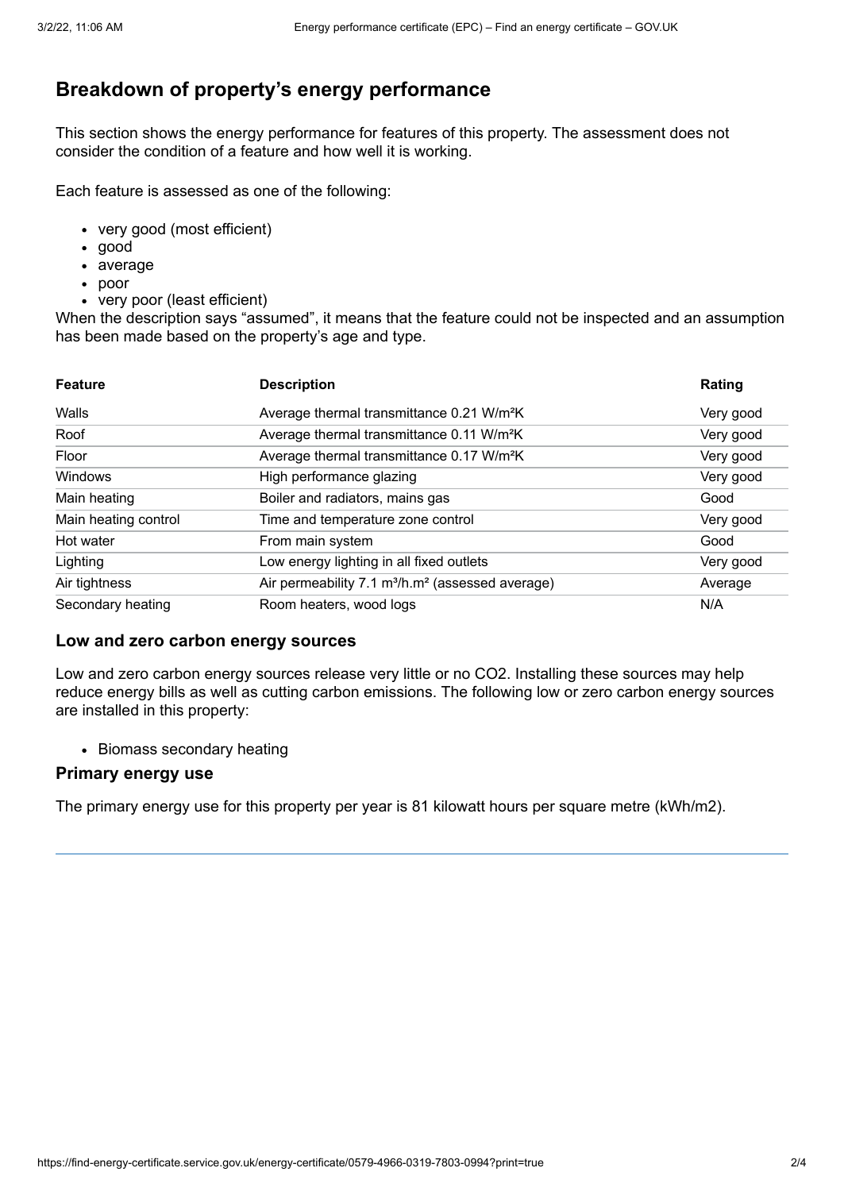## Breakdown of property's energy performance

This section shows the energy performance for features of this property. The assessment does not consider the condition of a feature and how well it is working.

Each feature is assessed as one of the following:

- very good (most efficient)
- good
- average
- poor
- very poor (least efficient)

When the description says "assumed", it means that the feature could not be inspected and an assumption has been made based on the property's age and type.

| Feature | Description | Rating |
|---|---|---|
| Walls | Average thermal transmittance 0.21 $W/m^2K$ | Very good |
| Roof | Average thermal transmittance 0.11 $W/m^2K$ | Very good |
| Floor | Average thermal transmittance 0.17 $W/m^2K$ | Very good |
| Windows | High performance glazing | Very good |
| Main heating | Boiler and radiators, mains gas | Good |
| Main heating control | Time and temperature zone control | Very good |
| Hot water | From main system | Good |
| Lighting | Low energy lighting in all fixed outlets | Very good |
| Air tightness | Air permeability 7.1 $m^3/h.m^2$ (assessed average) | Average |
| Secondary heating | Room heaters, wood logs | N/A |

### Low and zero carbon energy sources

Low and zero carbon energy sources release very little or no $CO_2$. Installing these sources may help reduce energy bills as well as cutting carbon emissions. The following low or zero carbon energy sources are installed in this property:

- Biomass secondary heating

### Primary energy use

The primary energy use for this property per year is 81 kilowatt hours per square metre (kWh/m2).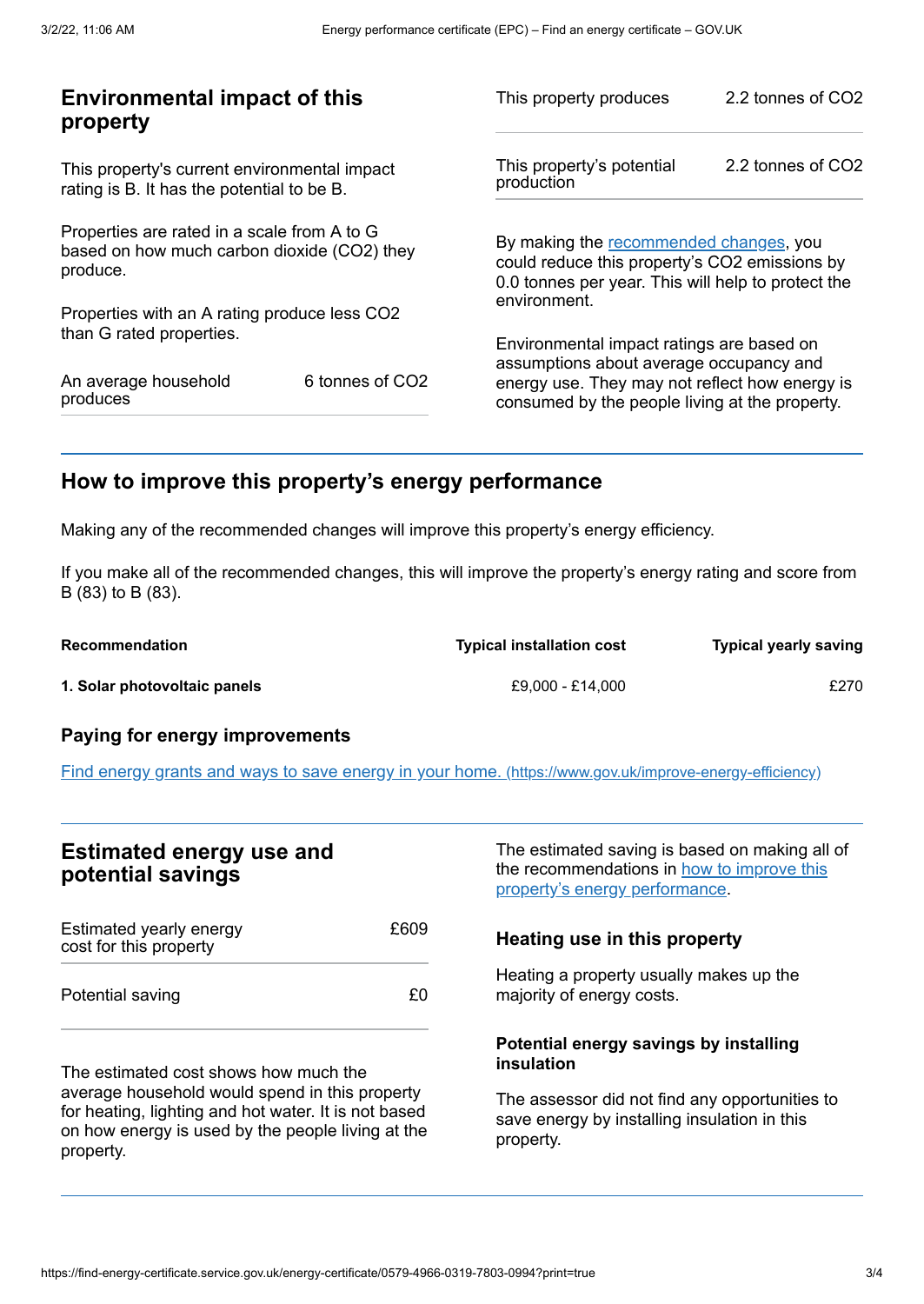## Environmental impact of this property

This property's current environmental impact rating is B. It has the potential to be B.

Properties are rated in a scale from A to G based on how much carbon dioxide ($CO_2$) they produce.

Properties with an A rating produce less $CO_2$ than G rated properties.

| | |
|---|---|
| An average household produces | 6 tonnes of $CO_2$ |
| This property produces | 2.2 tonnes of $CO_2$ |
| This property's potential production | 2.2 tonnes of $CO_2$ |

By making the recommended changes, you could reduce this property's $CO_2$ emissions by 0.0 tonnes per year. This will help to protect the environment.

Environmental impact ratings are based on assumptions about average occupancy and energy use. They may not reflect how energy is consumed by the people living at the property.

## How to improve this property's energy performance

Making any of the recommended changes will improve this property's energy efficiency.

If you make all of the recommended changes, this will improve the property's energy rating and score from B (83) to B (83).

| Recommendation | Typical installation cost | Typical yearly saving |
|---|---|---|
| **1. Solar photovoltaic panels** | £9,000 - £14,000 | £270 |

### Paying for energy improvements

[Find energy grants and ways to save energy in your home. (https://www.gov.uk/improve-energy-efficiency)](https://www.gov.uk/improve-energy-efficiency)

## Estimated energy use and potential savings

| | |
|---|---|
| Estimated yearly energy cost for this property | £609 |
| Potential saving | £0 |

The estimated cost shows how much the average household would spend in this property for heating, lighting and hot water. It is not based on how energy is used by the people living at the property.

The estimated saving is based on making all of the recommendations in how to improve this property's energy performance.

### Heating use in this property

Heating a property usually makes up the majority of energy costs.

#### Potential energy savings by installing insulation

The assessor did not find any opportunities to save energy by installing insulation in this property.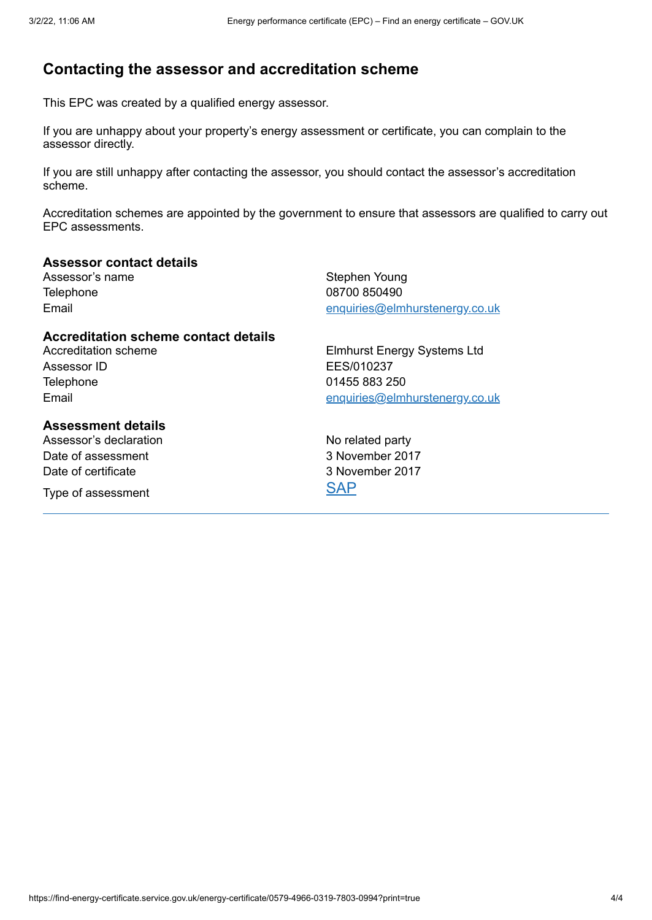## Contacting the assessor and accreditation scheme

This EPC was created by a qualified energy assessor.

If you are unhappy about your property's energy assessment or certificate, you can complain to the assessor directly.

If you are still unhappy after contacting the assessor, you should contact the assessor's accreditation scheme.

Accreditation schemes are appointed by the government to ensure that assessors are qualified to carry out EPC assessments.

### Assessor contact details

| | |
|---|---|
| Assessor's name | Stephen Young |
| Telephone | 08700 850490 |
| Email | enquiries@elmhurstenergy.co.uk |

### Accreditation scheme contact details

| | |
|---|---|
| Accreditation scheme | Elmhurst Energy Systems Ltd |
| Assessor ID | EES/010237 |
| Telephone | 01455 883 250 |
| Email | enquiries@elmhurstenergy.co.uk |

### Assessment details

| | |
|---|---|
| Assessor's declaration | No related party |
| Date of assessment | 3 November 2017 |
| Date of certificate | 3 November 2017 |
| Type of assessment | SAP |